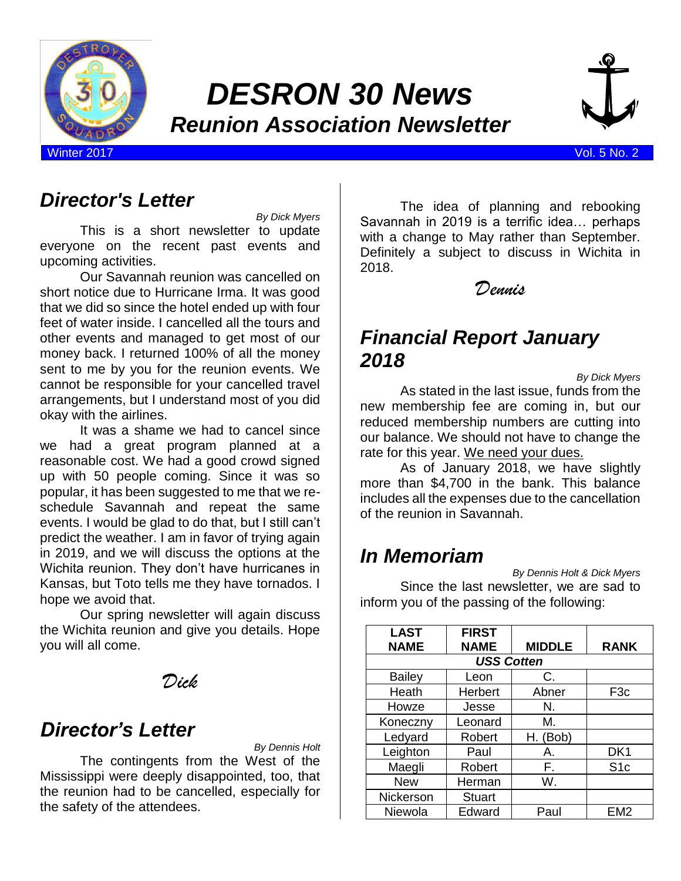# DESRON 30 News

## Reunion Association Newsletter

Winter 2017 Vol. 5 No. 2

## Director's Letter

*By Dick Myers*

This is a short newsletter to update everyone on the recent past events and upcoming activities.

Our Savannah reunion was cancelled on short notice due to Hurricane Irma. It was good that we did so since the hotel ended up with four feet of water inside. I cancelled all the tours and other events and managed to get most of our money back. I returned 100% of all the money sent to me by you for the reunion events. We cannot be responsible for your cancelled travel arrangements, but I understand most of you did okay with the airlines.

It was a shame we had to cancel since we had a great program planned at a reasonable cost. We had a good crowd signed up with 50 people coming. Since it was so popular, it has been suggested to me that we re-schedule Savannah and repeat the same events. I would be glad to do that, but I still can't predict the weather. I am in favor of trying again in 2019, and we will discuss the options at the Wichita reunion. They don't have hurricanes in Kansas, but Toto tells me they have tornados. I hope we avoid that.

Our spring newsletter will again discuss the Wichita reunion and give you details. Hope you will all come.

*Dick*

## Director's Letter

*By Dennis Holt*

The contingents from the West of the Mississippi were deeply disappointed, too, that the reunion had to be cancelled, especially for the safety of the attendees.

The idea of planning and rebooking Savannah in 2019 is a terrific idea… perhaps with a change to May rather than September. Definitely a subject to discuss in Wichita in 2018.

*Dennis*

## Financial Report January 2018

*By Dick Myers*

As stated in the last issue, funds from the new membership fee are coming in, but our reduced membership numbers are cutting into our balance. We should not have to change the rate for this year. We need your dues.

As of January 2018, we have slightly more than $4,700 in the bank. This balance includes all the expenses due to the cancellation of the reunion in Savannah.

## In Memoriam

*By Dennis Holt & Dick Myers*

Since the last newsletter, we are sad to inform you of the passing of the following:

| LAST NAME | FIRST NAME | MIDDLE | RANK |
|---|---|---|---|
| **USS Cotten** | | | |
| Bailey | Leon | C. | |
| Heath | Herbert | Abner | F3c |
| Howze | Jesse | N. | |
| Koneczny | Leonard | M. | |
| Ledyard | Robert | H. (Bob) | |
| Leighton | Paul | A. | DK1 |
| Maegli | Robert | F. | S1c |
| New | Herman | W. | |
| Nickerson | Stuart | | |
| Niewola | Edward | Paul | EM2 |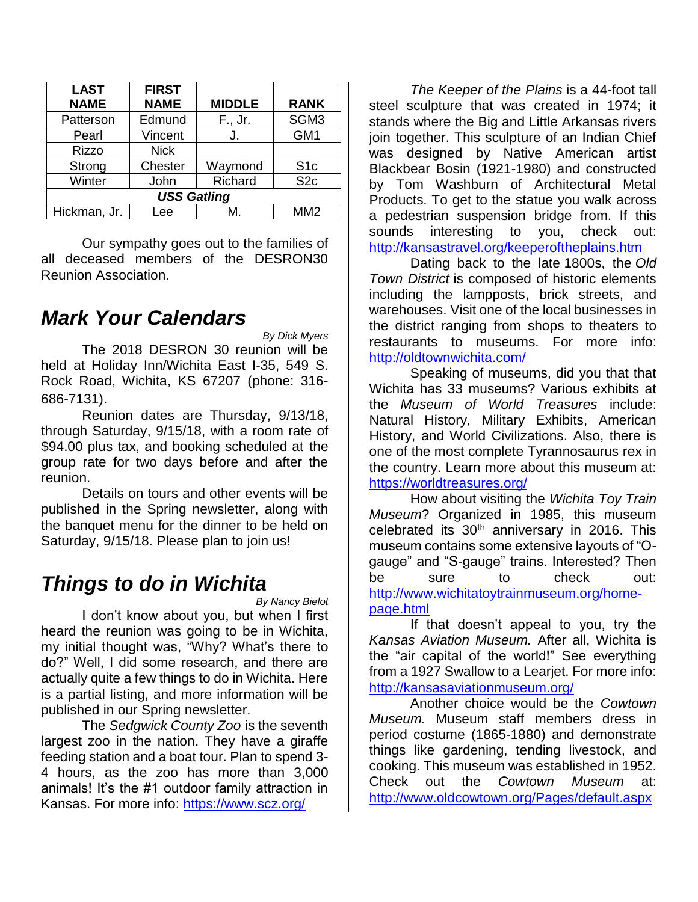| LAST NAME | FIRST NAME | MIDDLE | RANK |
|---|---|---|---|
| Patterson | Edmund | F., Jr. | SGM3 |
| Pearl | Vincent | J. | GM1 |
| Rizzo | Nick | | |
| Strong | Chester | Waymond | S1c |
| Winter | John | Richard | S2c |
| ***USS Gatling*** | | | |
| Hickman, Jr. | Lee | M. | MM2 |

Our sympathy goes out to the families of all deceased members of the DESRON30 Reunion Association.

## *Mark Your Calendars*

*By Dick Myers*

The 2018 DESRON 30 reunion will be held at Holiday Inn/Wichita East I-35, 549 S. Rock Road, Wichita, KS 67207 (phone: 316-686-7131).

Reunion dates are Thursday, 9/13/18, through Saturday, 9/15/18, with a room rate of $94.00 plus tax, and booking scheduled at the group rate for two days before and after the reunion.

Details on tours and other events will be published in the Spring newsletter, along with the banquet menu for the dinner to be held on Saturday, 9/15/18. Please plan to join us!

## *Things to do in Wichita*

*By Nancy Bielot*

I don't know about you, but when I first heard the reunion was going to be in Wichita, my initial thought was, "Why? What's there to do?" Well, I did some research, and there are actually quite a few things to do in Wichita. Here is a partial listing, and more information will be published in our Spring newsletter.

The *Sedgwick County Zoo* is the seventh largest zoo in the nation. They have a giraffe feeding station and a boat tour. Plan to spend 3-4 hours, as the zoo has more than 3,000 animals! It's the #1 outdoor family attraction in Kansas. For more info: https://www.scz.org/

*The Keeper of the Plains* is a 44-foot tall steel sculpture that was created in 1974; it stands where the Big and Little Arkansas rivers join together. This sculpture of an Indian Chief was designed by Native American artist Blackbear Bosin (1921-1980) and constructed by Tom Washburn of Architectural Metal Products. To get to the statue you walk across a pedestrian suspension bridge from. If this sounds interesting to you, check out: http://kansastravel.org/keeperoftheplains.htm

Dating back to the late 1800s, the *Old Town District* is composed of historic elements including the lampposts, brick streets, and warehouses. Visit one of the local businesses in the district ranging from shops to theaters to restaurants to museums. For more info: http://oldtownwichita.com/

Speaking of museums, did you that that Wichita has 33 museums? Various exhibits at the *Museum of World Treasures* include: Natural History, Military Exhibits, American History, and World Civilizations. Also, there is one of the most complete Tyrannosaurus rex in the country. Learn more about this museum at: https://worldtreasures.org/

How about visiting the *Wichita Toy Train Museum*? Organized in 1985, this museum celebrated its 30th anniversary in 2016. This museum contains some extensive layouts of "O-gauge" and "S-gauge" trains. Interested? Then be sure to check out: http://www.wichitatoytrainmuseum.org/home-page.html

If that doesn't appeal to you, try the *Kansas Aviation Museum.* After all, Wichita is the "air capital of the world!" See everything from a 1927 Swallow to a Learjet. For more info: http://kansasaviationmuseum.org/

Another choice would be the *Cowtown Museum.* Museum staff members dress in period costume (1865-1880) and demonstrate things like gardening, tending livestock, and cooking. This museum was established in 1952. Check out the *Cowtown Museum* at: http://www.oldcowtown.org/Pages/default.aspx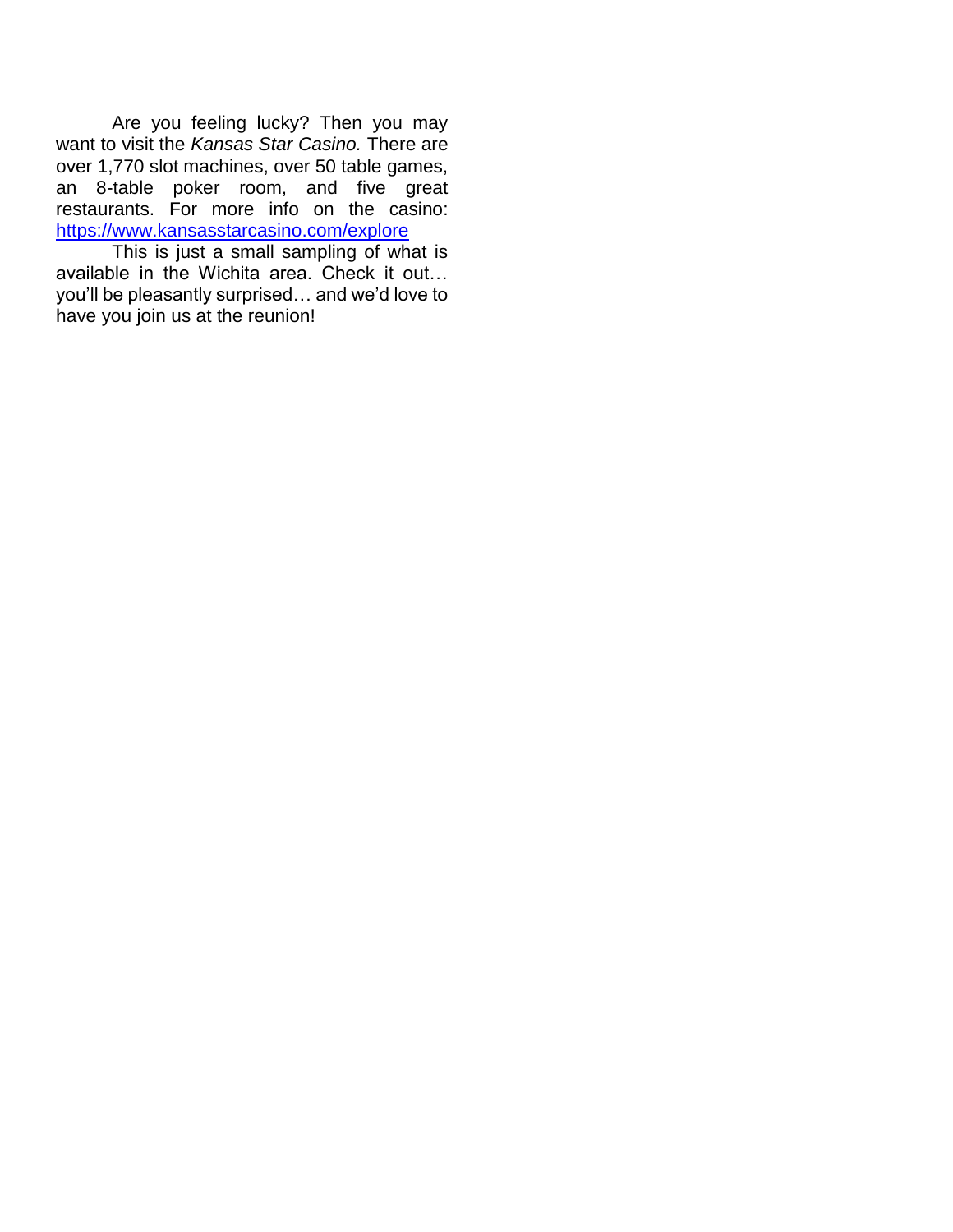Are you feeling lucky? Then you may want to visit the *Kansas Star Casino.* There are over 1,770 slot machines, over 50 table games, an 8-table poker room, and five great restaurants. For more info on the casino: https://www.kansasstarcasino.com/explore

This is just a small sampling of what is available in the Wichita area. Check it out… you'll be pleasantly surprised… and we'd love to have you join us at the reunion!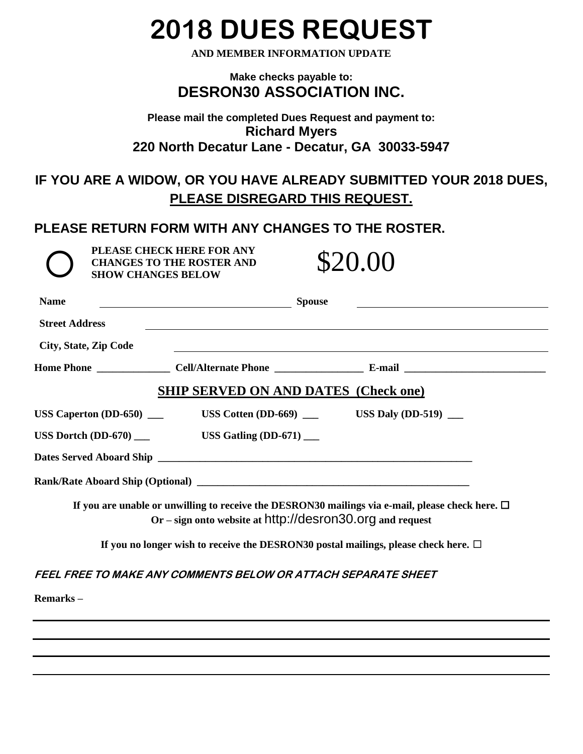# 2018 DUES REQUEST

**AND MEMBER INFORMATION UPDATE**

**Make checks payable to:**
**DESRON30 ASSOCIATION INC.**

**Please mail the completed Dues Request and payment to:**
**Richard Myers**
**220 North Decatur Lane - Decatur, GA 30033-5947**

## IF YOU ARE A WIDOW, OR YOU HAVE ALREADY SUBMITTED YOUR 2018 DUES, PLEASE DISREGARD THIS REQUEST.

## PLEASE RETURN FORM WITH ANY CHANGES TO THE ROSTER.

○ **PLEASE CHECK HERE FOR ANY CHANGES TO THE ROSTER AND SHOW CHANGES BELOW**

$20.00

**Name** ______________________________ **Spouse** ______________________________

**Street Address** ______________________________________________________________

**City, State, Zip Code** _________________________________________________________

**Home Phone** ______________ **Cell/Alternate Phone** ________________ **E-mail** __________________________

**SHIP SERVED ON AND DATES (Check one)**

**USS Caperton (DD-650)** ___ **USS Cotten (DD-669)** ___ **USS Daly (DD-519)** ___

**USS Dortch (DD-670)** ___ **USS Gatling (DD-671)** ___

**Dates Served Aboard Ship** ____________________________________________________________

**Rank/Rate Aboard Ship (Optional)** ____________________________________________________

**If you are unable or unwilling to receive the DESRON30 mailings via e-mail, please check here.** ☐
**Or – sign onto website at** http://desron30.org **and request**

**If you no longer wish to receive the DESRON30 postal mailings, please check here.** ☐

***FEEL FREE TO MAKE ANY COMMENTS BELOW OR ATTACH SEPARATE SHEET***

**Remarks –**